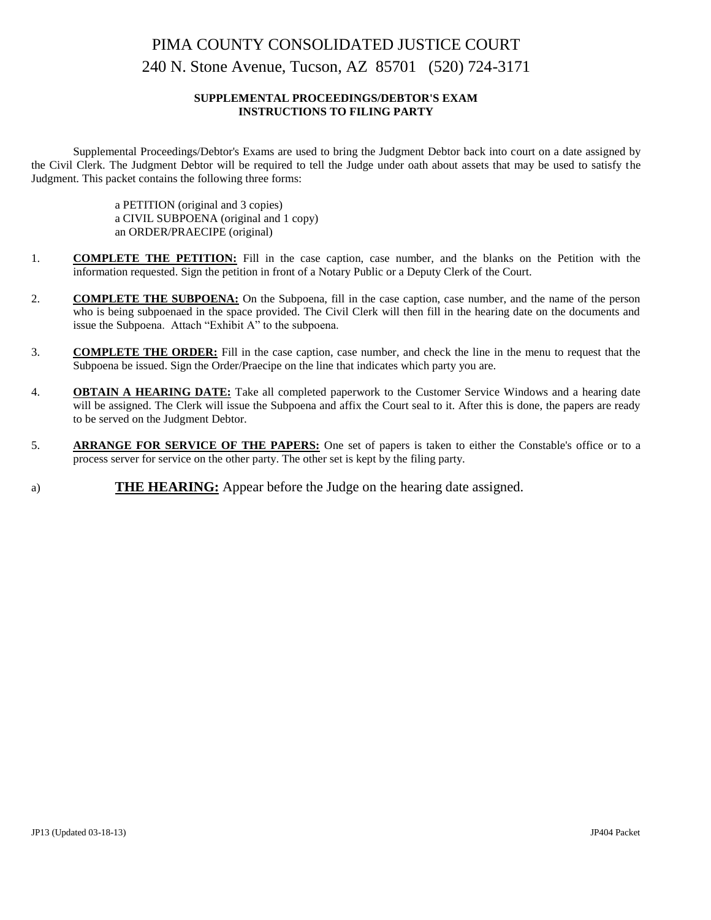# PIMA COUNTY CONSOLIDATED JUSTICE COURT

## 240 N. Stone Avenue, Tucson, AZ 85701 (520) 724-3171

### SUPPLEMENTAL PROCEEDINGS/DEBTOR'S EXAM
### INSTRUCTIONS TO FILING PARTY

Supplemental Proceedings/Debtor's Exams are used to bring the Judgment Debtor back into court on a date assigned by the Civil Clerk. The Judgment Debtor will be required to tell the Judge under oath about assets that may be used to satisfy the Judgment. This packet contains the following three forms:

a PETITION (original and 3 copies)
a CIVIL SUBPOENA (original and 1 copy)
an ORDER/PRAECIPE (original)

1. **COMPLETE THE PETITION:** Fill in the case caption, case number, and the blanks on the Petition with the information requested. Sign the petition in front of a Notary Public or a Deputy Clerk of the Court.

2. **COMPLETE THE SUBPOENA:** On the Subpoena, fill in the case caption, case number, and the name of the person who is being subpoenaed in the space provided. The Civil Clerk will then fill in the hearing date on the documents and issue the Subpoena. Attach "Exhibit A" to the subpoena.

3. **COMPLETE THE ORDER:** Fill in the case caption, case number, and check the line in the menu to request that the Subpoena be issued. Sign the Order/Praecipe on the line that indicates which party you are.

4. **OBTAIN A HEARING DATE:** Take all completed paperwork to the Customer Service Windows and a hearing date will be assigned. The Clerk will issue the Subpoena and affix the Court seal to it. After this is done, the papers are ready to be served on the Judgment Debtor.

5. **ARRANGE FOR SERVICE OF THE PAPERS:** One set of papers is taken to either the Constable's office or to a process server for service on the other party. The other set is kept by the filing party.

a) **THE HEARING:** Appear before the Judge on the hearing date assigned.

JP13 (Updated 03-18-13) JP404 Packet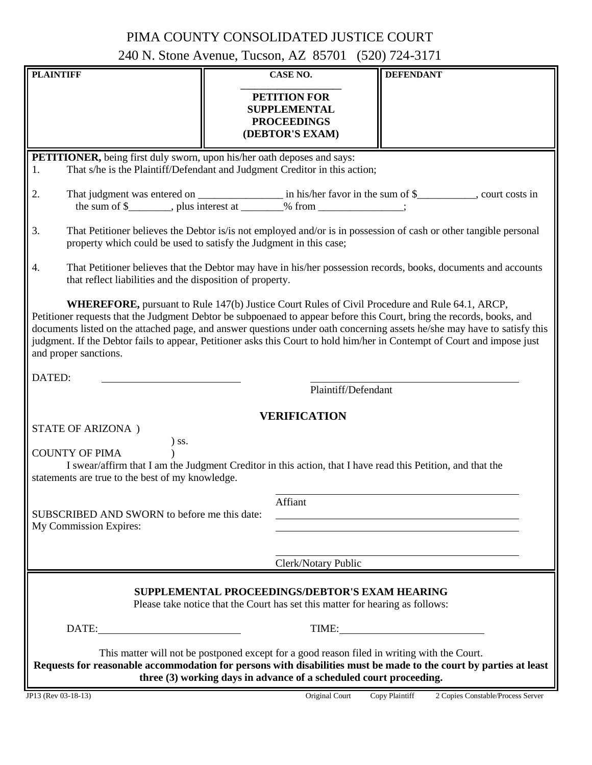# PIMA COUNTY CONSOLIDATED JUSTICE COURT

240 N. Stone Avenue, Tucson, AZ 85701 (520) 724-3171

| **PLAINTIFF** | **CASE NO.** ____________________ **PETITION FOR SUPPLEMENTAL PROCEEDINGS (DEBTOR'S EXAM)** | **DEFENDANT** |
|---|---|---|

**PETITIONER,** being first duly sworn, upon his/her oath deposes and says:

1. That s/he is the Plaintiff/Defendant and Judgment Creditor in this action;

2. That judgment was entered on ________________ in his/her favor in the sum of $___________, court costs in the sum of $________, plus interest at ________% from ________________;

3. That Petitioner believes the Debtor is/is not employed and/or is in possession of cash or other tangible personal property which could be used to satisfy the Judgment in this case;

4. That Petitioner believes that the Debtor may have in his/her possession records, books, documents and accounts that reflect liabilities and the disposition of property.

**WHEREFORE,** pursuant to Rule 147(b) Justice Court Rules of Civil Procedure and Rule 64.1, ARCP, Petitioner requests that the Judgment Debtor be subpoenaed to appear before this Court, bring the records, books, and documents listed on the attached page, and answer questions under oath concerning assets he/she may have to satisfy this judgment. If the Debtor fails to appear, Petitioner asks this Court to hold him/her in Contempt of Court and impose just and proper sanctions.

DATED: ________________________ ________________________________
Plaintiff/Defendant

## VERIFICATION

STATE OF ARIZONA )
) ss.
COUNTY OF PIMA )

I swear/affirm that I am the Judgment Creditor in this action, that I have read this Petition, and that the statements are true to the best of my knowledge.

________________________________
Affiant

SUBSCRIBED AND SWORN to before me this date: ________________________________
My Commission Expires: ________________________________

________________________________
Clerk/Notary Public

## SUPPLEMENTAL PROCEEDINGS/DEBTOR'S EXAM HEARING

Please take notice that the Court has set this matter for hearing as follows:

DATE: ________________________ TIME: ________________________

This matter will not be postponed except for a good reason filed in writing with the Court.
**Requests for reasonable accommodation for persons with disabilities must be made to the court by parties at least three (3) working days in advance of a scheduled court proceeding.**

JP13 (Rev 03-18-13) Original Court Copy Plaintiff 2 Copies Constable/Process Server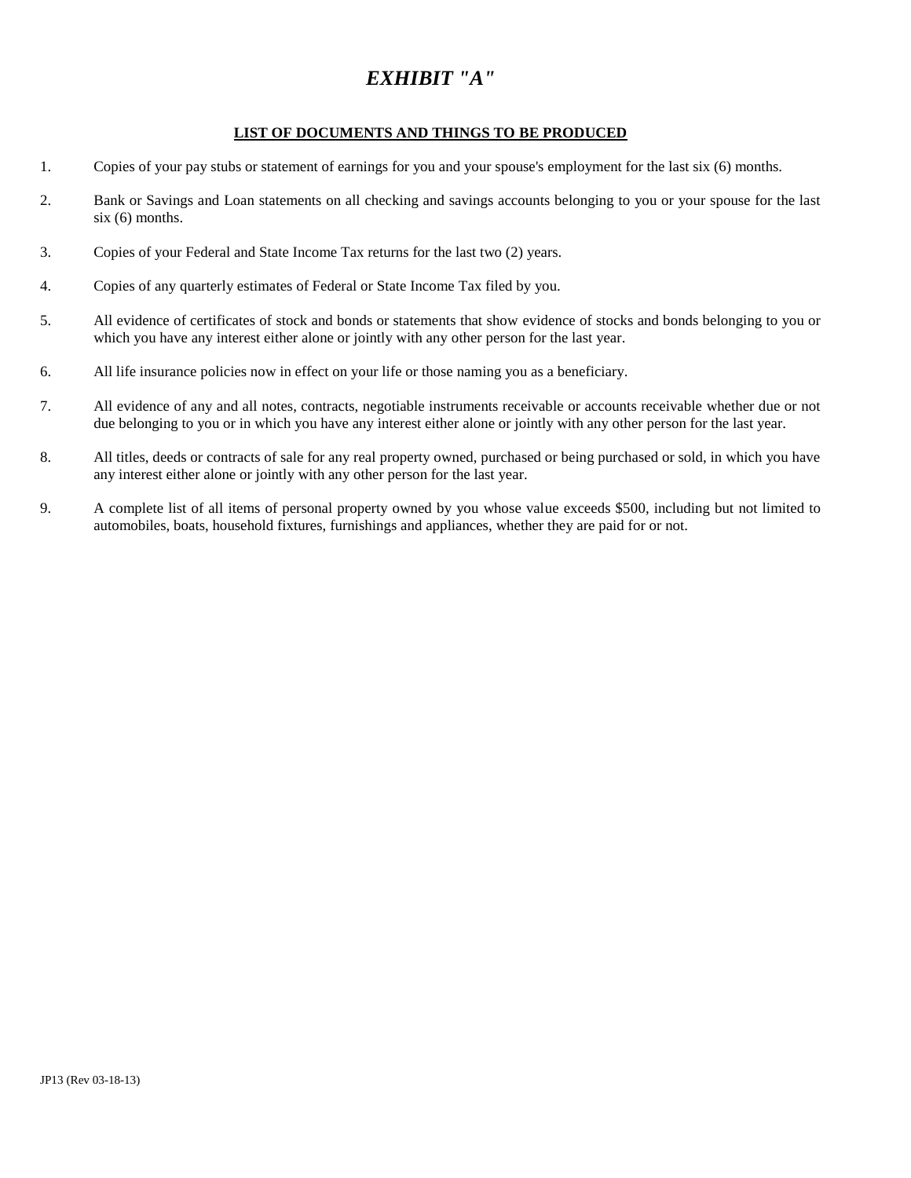# *EXHIBIT "A"*

**LIST OF DOCUMENTS AND THINGS TO BE PRODUCED**

1. Copies of your pay stubs or statement of earnings for you and your spouse's employment for the last six (6) months.

2. Bank or Savings and Loan statements on all checking and savings accounts belonging to you or your spouse for the last six (6) months.

3. Copies of your Federal and State Income Tax returns for the last two (2) years.

4. Copies of any quarterly estimates of Federal or State Income Tax filed by you.

5. All evidence of certificates of stock and bonds or statements that show evidence of stocks and bonds belonging to you or which you have any interest either alone or jointly with any other person for the last year.

6. All life insurance policies now in effect on your life or those naming you as a beneficiary.

7. All evidence of any and all notes, contracts, negotiable instruments receivable or accounts receivable whether due or not due belonging to you or in which you have any interest either alone or jointly with any other person for the last year.

8. All titles, deeds or contracts of sale for any real property owned, purchased or being purchased or sold, in which you have any interest either alone or jointly with any other person for the last year.

9. A complete list of all items of personal property owned by you whose value exceeds $500, including but not limited to automobiles, boats, household fixtures, furnishings and appliances, whether they are paid for or not.

JP13 (Rev 03-18-13)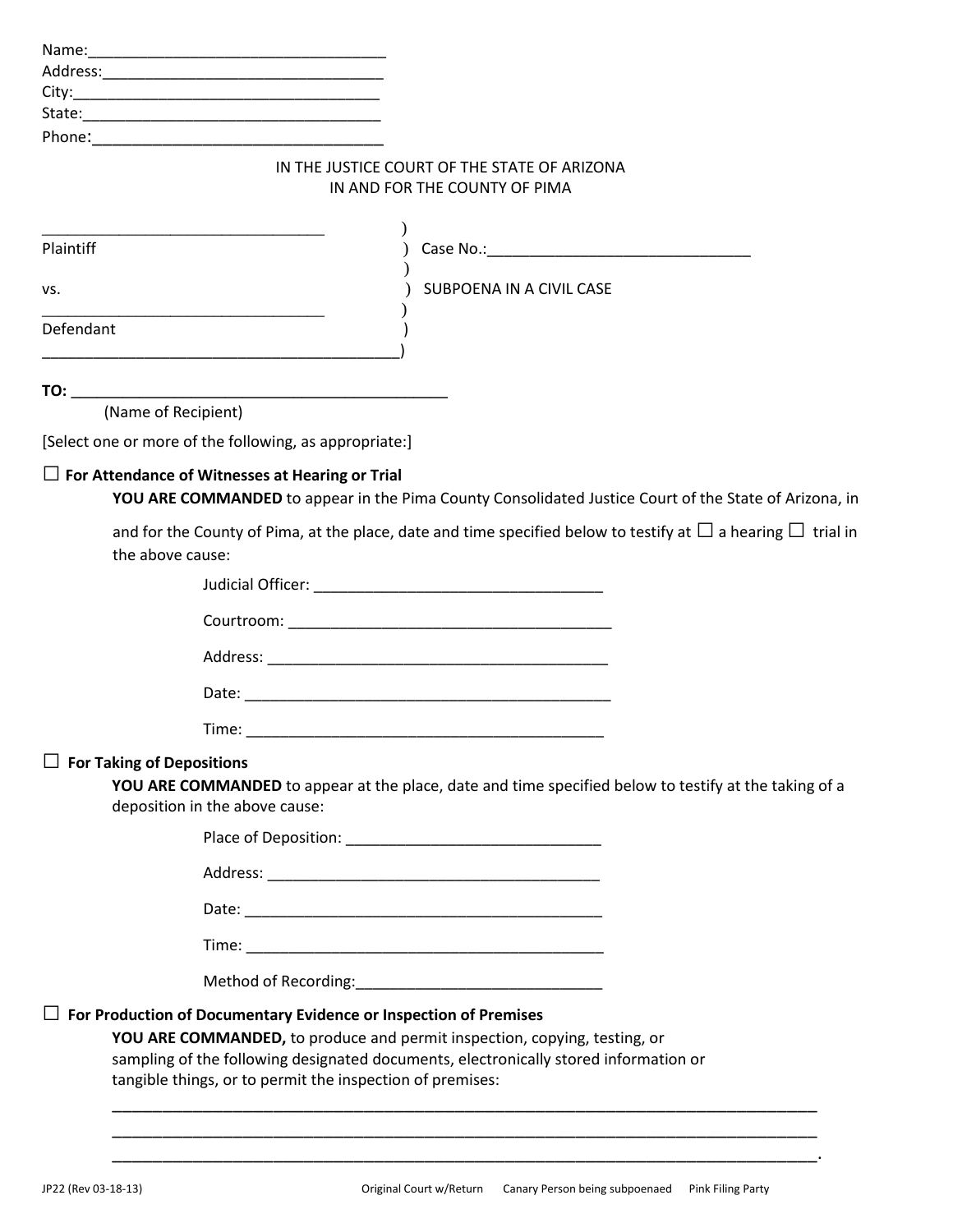Name:\_\_\_\_\_\_\_\_\_\_\_\_\_\_\_\_\_\_\_\_\_\_\_\_\_\_\_\_\_\_\_\_\_\_\_\_
Address:\_\_\_\_\_\_\_\_\_\_\_\_\_\_\_\_\_\_\_\_\_\_\_\_\_\_\_\_\_\_\_\_\_\_
City:\_\_\_\_\_\_\_\_\_\_\_\_\_\_\_\_\_\_\_\_\_\_\_\_\_\_\_\_\_\_\_\_\_\_\_\_\_
State:\_\_\_\_\_\_\_\_\_\_\_\_\_\_\_\_\_\_\_\_\_\_\_\_\_\_\_\_\_\_\_\_\_\_\_\_
Phone:\_\_\_\_\_\_\_\_\_\_\_\_\_\_\_\_\_\_\_\_\_\_\_\_\_\_\_\_\_\_\_\_\_\_\_

IN THE JUSTICE COURT OF THE STATE OF ARIZONA
IN AND FOR THE COUNTY OF PIMA

\_\_\_\_\_\_\_\_\_\_\_\_\_\_\_\_\_\_\_\_\_\_\_\_\_\_\_\_\_\_\_\_\_\_\_ )
Plaintiff ) Case No.:\_\_\_\_\_\_\_\_\_\_\_\_\_\_\_\_\_\_\_\_\_\_\_\_\_\_\_\_\_\_\_\_\_
)
vs. ) SUBPOENA IN A CIVIL CASE
\_\_\_\_\_\_\_\_\_\_\_\_\_\_\_\_\_\_\_\_\_\_\_\_\_\_\_\_\_\_\_\_\_\_\_ )
Defendant )
\_\_\_\_\_\_\_\_\_\_\_\_\_\_\_\_\_\_\_\_\_\_\_\_\_\_\_\_\_\_\_\_\_\_\_\_\_\_\_\_\_\_\_)

**TO:** \_\_\_\_\_\_\_\_\_\_\_\_\_\_\_\_\_\_\_\_\_\_\_\_\_\_\_\_\_\_\_\_\_\_\_\_\_\_\_\_\_\_\_\_\_
(Name of Recipient)

[Select one or more of the following, as appropriate:]

☐ **For Attendance of Witnesses at Hearing or Trial**

**YOU ARE COMMANDED** to appear in the Pima County Consolidated Justice Court of the State of Arizona, in and for the County of Pima, at the place, date and time specified below to testify at ☐ a hearing ☐ trial in the above cause:

Judicial Officer: \_\_\_\_\_\_\_\_\_\_\_\_\_\_\_\_\_\_\_\_\_\_\_\_\_\_\_\_\_\_\_\_\_\_

Courtroom: \_\_\_\_\_\_\_\_\_\_\_\_\_\_\_\_\_\_\_\_\_\_\_\_\_\_\_\_\_\_\_\_\_\_\_\_\_\_

Address: \_\_\_\_\_\_\_\_\_\_\_\_\_\_\_\_\_\_\_\_\_\_\_\_\_\_\_\_\_\_\_\_\_\_\_\_\_\_\_

Date: \_\_\_\_\_\_\_\_\_\_\_\_\_\_\_\_\_\_\_\_\_\_\_\_\_\_\_\_\_\_\_\_\_\_\_\_\_\_\_\_\_\_

Time: \_\_\_\_\_\_\_\_\_\_\_\_\_\_\_\_\_\_\_\_\_\_\_\_\_\_\_\_\_\_\_\_\_\_\_\_\_\_\_\_\_

☐ **For Taking of Depositions**

**YOU ARE COMMANDED** to appear at the place, date and time specified below to testify at the taking of a deposition in the above cause:

Place of Deposition: \_\_\_\_\_\_\_\_\_\_\_\_\_\_\_\_\_\_\_\_\_\_\_\_\_\_\_\_\_\_

Address: \_\_\_\_\_\_\_\_\_\_\_\_\_\_\_\_\_\_\_\_\_\_\_\_\_\_\_\_\_\_\_\_\_\_\_\_\_\_\_

Date: \_\_\_\_\_\_\_\_\_\_\_\_\_\_\_\_\_\_\_\_\_\_\_\_\_\_\_\_\_\_\_\_\_\_\_\_\_\_\_\_\_

Time: \_\_\_\_\_\_\_\_\_\_\_\_\_\_\_\_\_\_\_\_\_\_\_\_\_\_\_\_\_\_\_\_\_\_\_\_\_\_\_\_\_

Method of Recording:\_\_\_\_\_\_\_\_\_\_\_\_\_\_\_\_\_\_\_\_\_\_\_\_\_\_\_\_\_

☐ **For Production of Documentary Evidence or Inspection of Premises**

**YOU ARE COMMANDED,** to produce and permit inspection, copying, testing, or sampling of the following designated documents, electronically stored information or tangible things, or to permit the inspection of premises:

\_\_\_\_\_\_\_\_\_\_\_\_\_\_\_\_\_\_\_\_\_\_\_\_\_\_\_\_\_\_\_\_\_\_\_\_\_\_\_\_\_\_\_\_\_\_\_\_\_\_\_\_\_\_\_\_\_\_\_\_\_\_\_\_\_\_\_\_\_\_\_\_\_\_\_\_\_\_
\_\_\_\_\_\_\_\_\_\_\_\_\_\_\_\_\_\_\_\_\_\_\_\_\_\_\_\_\_\_\_\_\_\_\_\_\_\_\_\_\_\_\_\_\_\_\_\_\_\_\_\_\_\_\_\_\_\_\_\_\_\_\_\_\_\_\_\_\_\_\_\_\_\_\_\_\_\_
\_\_\_\_\_\_\_\_\_\_\_\_\_\_\_\_\_\_\_\_\_\_\_\_\_\_\_\_\_\_\_\_\_\_\_\_\_\_\_\_\_\_\_\_\_\_\_\_\_\_\_\_\_\_\_\_\_\_\_\_\_\_\_\_\_\_\_\_\_\_\_\_\_\_\_\_\_.

JP22 (Rev 03-18-13) Original Court w/Return Canary Person being subpoenaed Pink Filing Party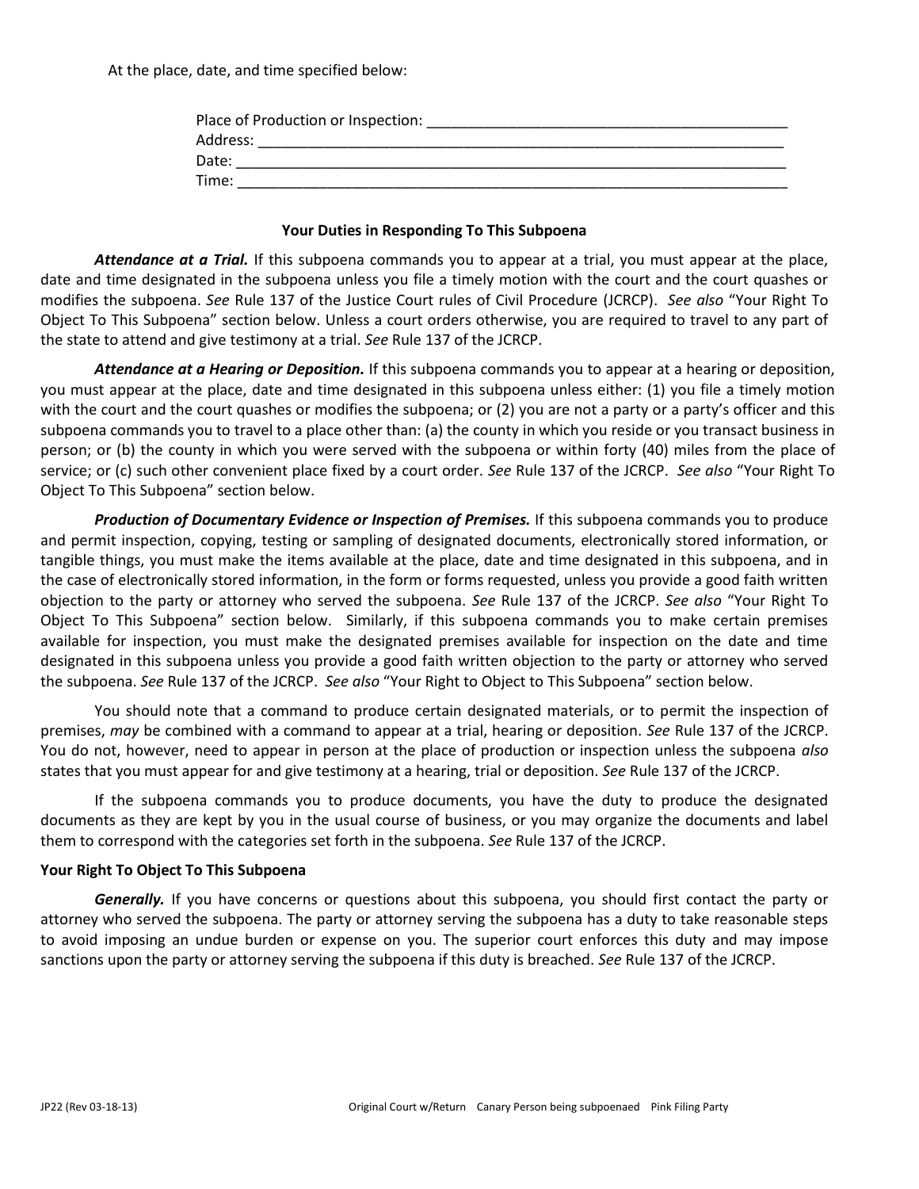At the place, date, and time specified below:

Place of Production or Inspection: _______________________________________________
Address: _____________________________________________________________________
Date: ________________________________________________________________________
Time: ________________________________________________________________________

**Your Duties in Responding To This Subpoena**

***Attendance at a Trial.*** If this subpoena commands you to appear at a trial, you must appear at the place, date and time designated in the subpoena unless you file a timely motion with the court and the court quashes or modifies the subpoena. *See* Rule 137 of the Justice Court rules of Civil Procedure (JCRCP). *See also* "Your Right To Object To This Subpoena" section below. Unless a court orders otherwise, you are required to travel to any part of the state to attend and give testimony at a trial. *See* Rule 137 of the JCRCP.

***Attendance at a Hearing or Deposition.*** If this subpoena commands you to appear at a hearing or deposition, you must appear at the place, date and time designated in this subpoena unless either: (1) you file a timely motion with the court and the court quashes or modifies the subpoena; or (2) you are not a party or a party's officer and this subpoena commands you to travel to a place other than: (a) the county in which you reside or you transact business in person; or (b) the county in which you were served with the subpoena or within forty (40) miles from the place of service; or (c) such other convenient place fixed by a court order. *See* Rule 137 of the JCRCP. *See also* "Your Right To Object To This Subpoena" section below.

***Production of Documentary Evidence or Inspection of Premises.*** If this subpoena commands you to produce and permit inspection, copying, testing or sampling of designated documents, electronically stored information, or tangible things, you must make the items available at the place, date and time designated in this subpoena, and in the case of electronically stored information, in the form or forms requested, unless you provide a good faith written objection to the party or attorney who served the subpoena. *See* Rule 137 of the JCRCP. *See also* "Your Right To Object To This Subpoena" section below. Similarly, if this subpoena commands you to make certain premises available for inspection, you must make the designated premises available for inspection on the date and time designated in this subpoena unless you provide a good faith written objection to the party or attorney who served the subpoena. *See* Rule 137 of the JCRCP. *See also* "Your Right to Object to This Subpoena" section below.

You should note that a command to produce certain designated materials, or to permit the inspection of premises, *may* be combined with a command to appear at a trial, hearing or deposition. *See* Rule 137 of the JCRCP. You do not, however, need to appear in person at the place of production or inspection unless the subpoena *also* states that you must appear for and give testimony at a hearing, trial or deposition. *See* Rule 137 of the JCRCP.

If the subpoena commands you to produce documents, you have the duty to produce the designated documents as they are kept by you in the usual course of business, or you may organize the documents and label them to correspond with the categories set forth in the subpoena. *See* Rule 137 of the JCRCP.

**Your Right To Object To This Subpoena**

***Generally.*** If you have concerns or questions about this subpoena, you should first contact the party or attorney who served the subpoena. The party or attorney serving the subpoena has a duty to take reasonable steps to avoid imposing an undue burden or expense on you. The superior court enforces this duty and may impose sanctions upon the party or attorney serving the subpoena if this duty is breached. *See* Rule 137 of the JCRCP.

JP22 (Rev 03-18-13) Original Court w/Return Canary Person being subpoenaed Pink Filing Party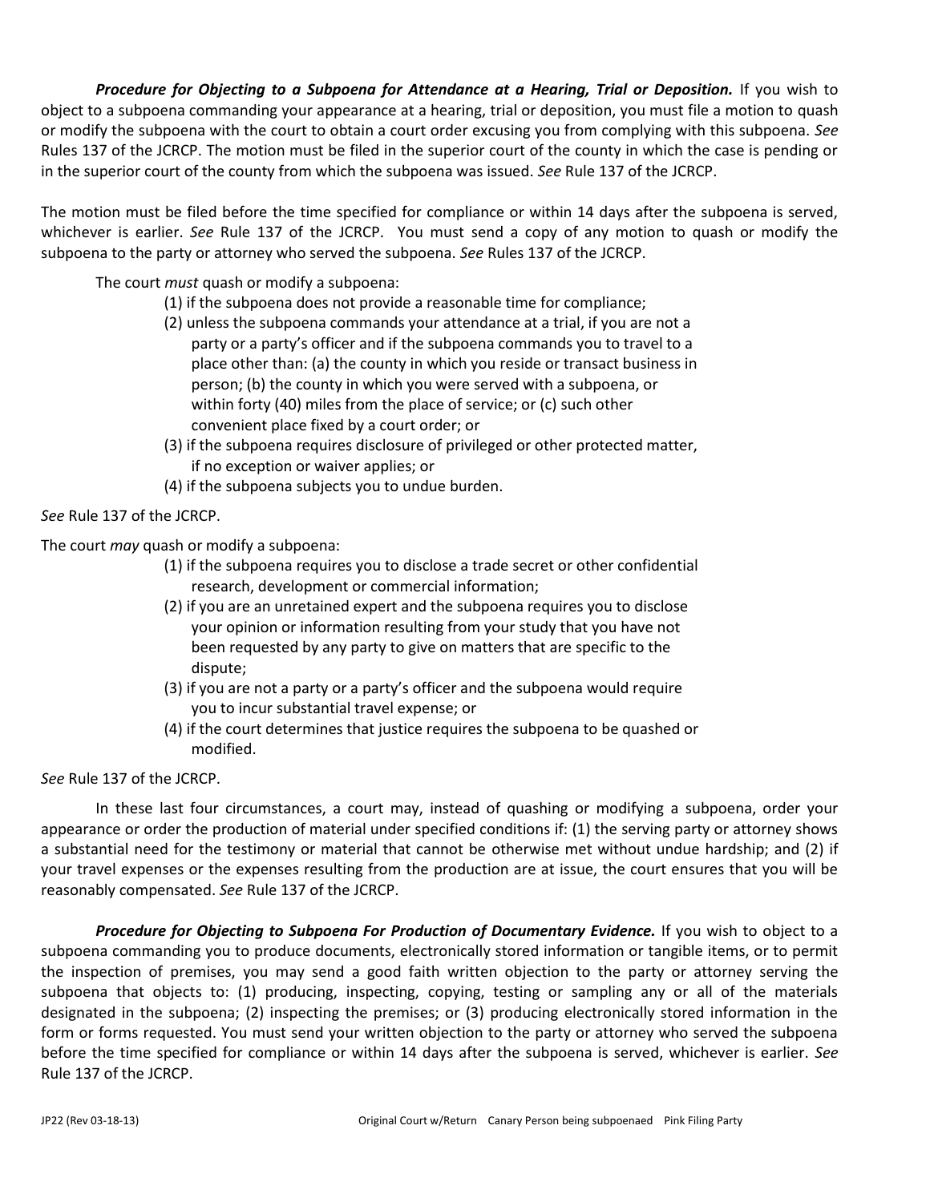***Procedure for Objecting to a Subpoena for Attendance at a Hearing, Trial or Deposition.*** If you wish to object to a subpoena commanding your appearance at a hearing, trial or deposition, you must file a motion to quash or modify the subpoena with the court to obtain a court order excusing you from complying with this subpoena. *See* Rules 137 of the JCRCP. The motion must be filed in the superior court of the county in which the case is pending or in the superior court of the county from which the subpoena was issued. *See* Rule 137 of the JCRCP.

The motion must be filed before the time specified for compliance or within 14 days after the subpoena is served, whichever is earlier. *See* Rule 137 of the JCRCP. You must send a copy of any motion to quash or modify the subpoena to the party or attorney who served the subpoena. *See* Rules 137 of the JCRCP.

The court *must* quash or modify a subpoena:

(1) if the subpoena does not provide a reasonable time for compliance;
(2) unless the subpoena commands your attendance at a trial, if you are not a party or a party's officer and if the subpoena commands you to travel to a place other than: (a) the county in which you reside or transact business in person; (b) the county in which you were served with a subpoena, or within forty (40) miles from the place of service; or (c) such other convenient place fixed by a court order; or
(3) if the subpoena requires disclosure of privileged or other protected matter, if no exception or waiver applies; or
(4) if the subpoena subjects you to undue burden.

*See* Rule 137 of the JCRCP.

The court *may* quash or modify a subpoena:

(1) if the subpoena requires you to disclose a trade secret or other confidential research, development or commercial information;
(2) if you are an unretained expert and the subpoena requires you to disclose your opinion or information resulting from your study that you have not been requested by any party to give on matters that are specific to the dispute;
(3) if you are not a party or a party's officer and the subpoena would require you to incur substantial travel expense; or
(4) if the court determines that justice requires the subpoena to be quashed or modified.

*See* Rule 137 of the JCRCP.

In these last four circumstances, a court may, instead of quashing or modifying a subpoena, order your appearance or order the production of material under specified conditions if: (1) the serving party or attorney shows a substantial need for the testimony or material that cannot be otherwise met without undue hardship; and (2) if your travel expenses or the expenses resulting from the production are at issue, the court ensures that you will be reasonably compensated. *See* Rule 137 of the JCRCP.

***Procedure for Objecting to Subpoena For Production of Documentary Evidence.*** If you wish to object to a subpoena commanding you to produce documents, electronically stored information or tangible items, or to permit the inspection of premises, you may send a good faith written objection to the party or attorney serving the subpoena that objects to: (1) producing, inspecting, copying, testing or sampling any or all of the materials designated in the subpoena; (2) inspecting the premises; or (3) producing electronically stored information in the form or forms requested. You must send your written objection to the party or attorney who served the subpoena before the time specified for compliance or within 14 days after the subpoena is served, whichever is earlier. *See* Rule 137 of the JCRCP.

JP22 (Rev 03-18-13) Original Court w/Return Canary Person being subpoenaed Pink Filing Party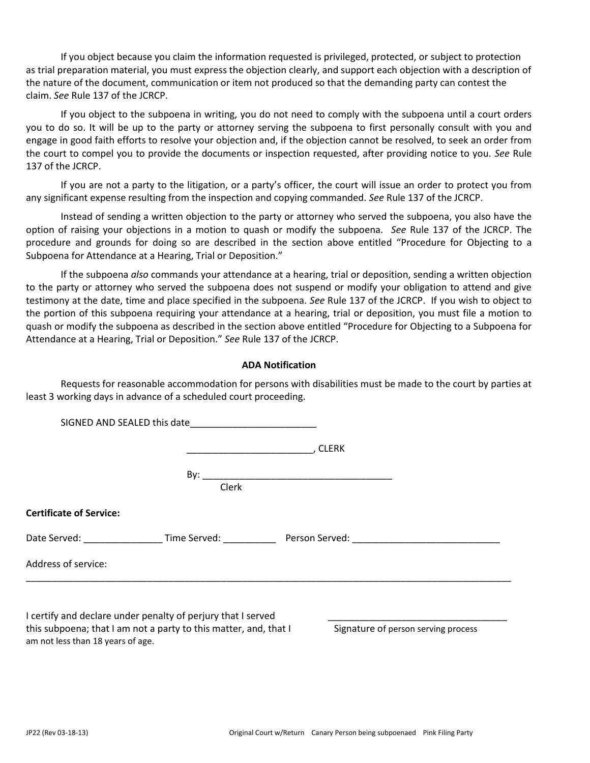If you object because you claim the information requested is privileged, protected, or subject to protection as trial preparation material, you must express the objection clearly, and support each objection with a description of the nature of the document, communication or item not produced so that the demanding party can contest the claim. *See* Rule 137 of the JCRCP.

If you object to the subpoena in writing, you do not need to comply with the subpoena until a court orders you to do so. It will be up to the party or attorney serving the subpoena to first personally consult with you and engage in good faith efforts to resolve your objection and, if the objection cannot be resolved, to seek an order from the court to compel you to provide the documents or inspection requested, after providing notice to you. *See* Rule 137 of the JCRCP.

If you are not a party to the litigation, or a party's officer, the court will issue an order to protect you from any significant expense resulting from the inspection and copying commanded. *See* Rule 137 of the JCRCP.

Instead of sending a written objection to the party or attorney who served the subpoena, you also have the option of raising your objections in a motion to quash or modify the subpoena. *See* Rule 137 of the JCRCP. The procedure and grounds for doing so are described in the section above entitled "Procedure for Objecting to a Subpoena for Attendance at a Hearing, Trial or Deposition."

If the subpoena *also* commands your attendance at a hearing, trial or deposition, sending a written objection to the party or attorney who served the subpoena does not suspend or modify your obligation to attend and give testimony at the date, time and place specified in the subpoena. *See* Rule 137 of the JCRCP. If you wish to object to the portion of this subpoena requiring your attendance at a hearing, trial or deposition, you must file a motion to quash or modify the subpoena as described in the section above entitled "Procedure for Objecting to a Subpoena for Attendance at a Hearing, Trial or Deposition." *See* Rule 137 of the JCRCP.

**ADA Notification**

Requests for reasonable accommodation for persons with disabilities must be made to the court by parties at least 3 working days in advance of a scheduled court proceeding.

SIGNED AND SEALED this date________________________

________________________, CLERK

By: ____________________________________
Clerk

**Certificate of Service:**

Date Served: _______________ Time Served: __________ Person Served: ____________________________

Address of service:
______________________________________________________________________________________________

I certify and declare under penalty of perjury that I served this subpoena; that I am not a party to this matter, and, that I am not less than 18 years of age.

__________________________________
Signature of person serving process

JP22 (Rev 03-18-13) Original Court w/Return Canary Person being subpoenaed Pink Filing Party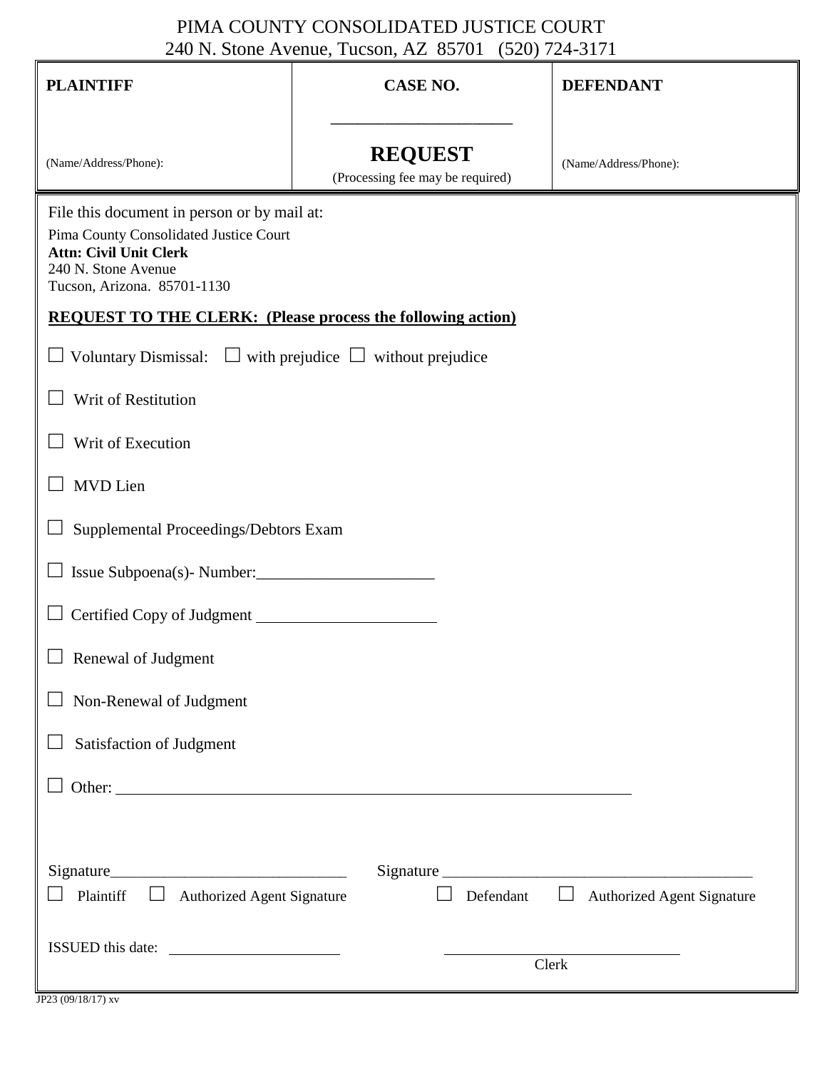PIMA COUNTY CONSOLIDATED JUSTICE COURT
240 N. Stone Avenue, Tucson, AZ 85701 (520) 724-3171

| **PLAINTIFF** | **CASE NO.** | **DEFENDANT** |
|---|---|---|
| | ______________________ | |
| (Name/Address/Phone): | **REQUEST** (Processing fee may be required) | (Name/Address/Phone): |

File this document in person or by mail at:

Pima County Consolidated Justice Court
**Attn: Civil Unit Clerk**
240 N. Stone Avenue
Tucson, Arizona. 85701-1130

**REQUEST TO THE CLERK: (Please process the following action)**

☐ Voluntary Dismissal: ☐ with prejudice ☐ without prejudice

☐ Writ of Restitution

☐ Writ of Execution

☐ MVD Lien

☐ Supplemental Proceedings/Debtors Exam

☐ Issue Subpoena(s)- Number:______________________

☐ Certified Copy of Judgment ______________________

☐ Renewal of Judgment

☐ Non-Renewal of Judgment

☐ Satisfaction of Judgment

☐ Other: ________________________________________________________________

Signature______________________________ Signature ________________________________________

☐ Plaintiff ☐ Authorized Agent Signature ☐ Defendant ☐ Authorized Agent Signature

ISSUED this date: ______________________ ______________________________
Clerk

JP23 (09/18/17) xv